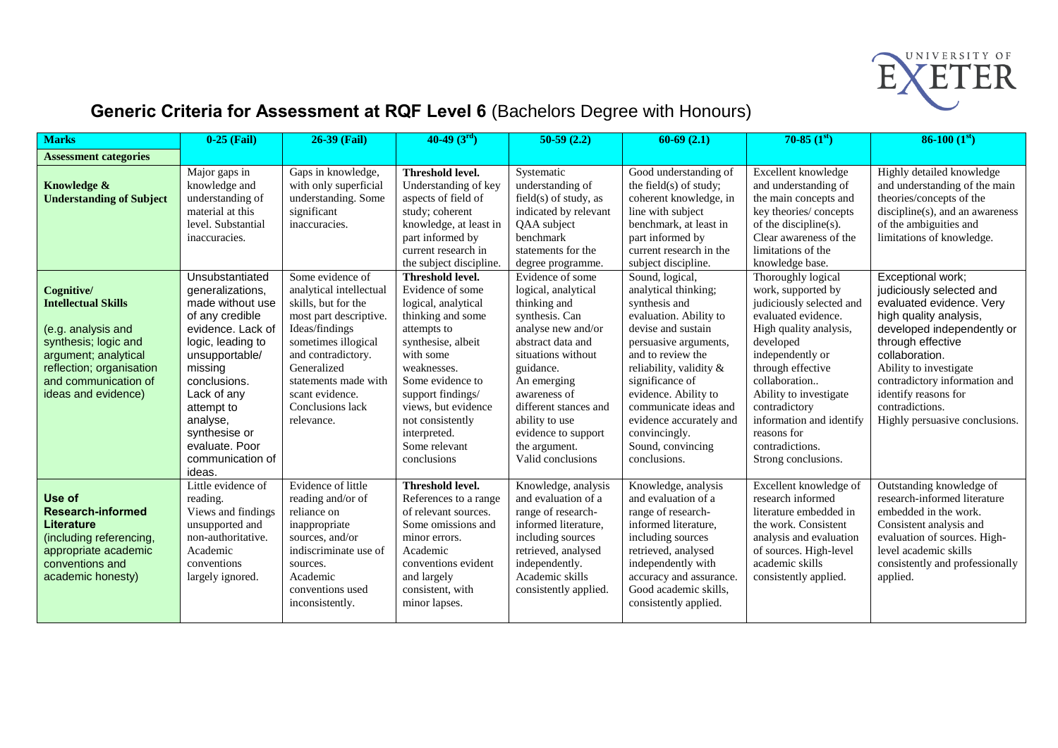UNIVERSITY OF EXETER

# Generic Criteria for Assessment at RQF Level 6 (Bachelors Degree with Honours)

| **Marks** | **0-25 (Fail)** | **26-39 (Fail)** | **40-49 (3rd)** | **50-59 (2.2)** | **60-69 (2.1)** | **70-85 (1st)** | **86-100 (1st)** |
|---|---|---|---|---|---|---|---|
| **Assessment categories** | | | | | | | |
| **Knowledge & Understanding of Subject** | Major gaps in knowledge and understanding of material at this level. Substantial inaccuracies. | Gaps in knowledge, with only superficial understanding. Some significant inaccuracies. | **Threshold level.** Understanding of key aspects of field of study; coherent knowledge, at least in part informed by current research in the subject discipline. | Systematic understanding of field(s) of study, as indicated by relevant QAA subject benchmark statements for the degree programme. | Good understanding of the field(s) of study; coherent knowledge, in line with subject benchmark, at least in part informed by current research in the subject discipline. | Excellent knowledge and understanding of the main concepts and key theories/ concepts of the discipline(s). Clear awareness of the limitations of the knowledge base. | Highly detailed knowledge and understanding of the main theories/concepts of the discipline(s), and an awareness of the ambiguities and limitations of knowledge. |
| **Cognitive/ Intellectual Skills** (e.g. analysis and synthesis; logic and argument; analytical reflection; organisation and communication of ideas and evidence) | Unsubstantiated generalizations, made without use of any credible evidence. Lack of logic, leading to unsupportable/ missing conclusions. Lack of any attempt to analyse, synthesise or evaluate. Poor communication of ideas. | Some evidence of analytical intellectual skills, but for the most part descriptive. Ideas/findings sometimes illogical and contradictory. Generalized statements made with scant evidence. Conclusions lack relevance. | **Threshold level.** Evidence of some logical, analytical thinking and some attempts to synthesise, albeit with some weaknesses. Some evidence to support findings/ views, but evidence not consistently interpreted. Some relevant conclusions | Evidence of some logical, analytical thinking and synthesis. Can analyse new and/or abstract data and situations without guidance. An emerging awareness of different stances and ability to use evidence to support the argument. Valid conclusions | Sound, logical, analytical thinking; synthesis and evaluation. Ability to devise and sustain persuasive arguments, and to review the reliability, validity & significance of evidence. Ability to communicate ideas and evidence accurately and convincingly. Sound, convincing conclusions. | Thoroughly logical work, supported by judiciously selected and evaluated evidence. High quality analysis, developed independently or through effective collaboration.. Ability to investigate contradictory information and identify reasons for contradictions. Strong conclusions. | Exceptional work; judiciously selected and evaluated evidence. Very high quality analysis, developed independently or through effective collaboration. Ability to investigate contradictory information and identify reasons for contradictions. Highly persuasive conclusions. |
| **Use of Research-informed Literature** (including referencing, appropriate academic conventions and academic honesty) | Little evidence of reading. Views and findings unsupported and non-authoritative. Academic conventions largely ignored. | Evidence of little reading and/or of reliance on inappropriate sources, and/or indiscriminate use of sources. Academic conventions used inconsistently. | **Threshold level.** References to a range of relevant sources. Some omissions and minor errors. Academic conventions evident and largely consistent, with minor lapses. | Knowledge, analysis and evaluation of a range of research-informed literature, including sources retrieved, analysed independently. Academic skills consistently applied. | Knowledge, analysis and evaluation of a range of research-informed literature, including sources retrieved, analysed independently with accuracy and assurance. Good academic skills, consistently applied. | Excellent knowledge of research informed literature embedded in the work. Consistent analysis and evaluation of sources. High-level academic skills consistently applied. | Outstanding knowledge of research-informed literature embedded in the work. Consistent analysis and evaluation of sources. High-level academic skills consistently and professionally applied. |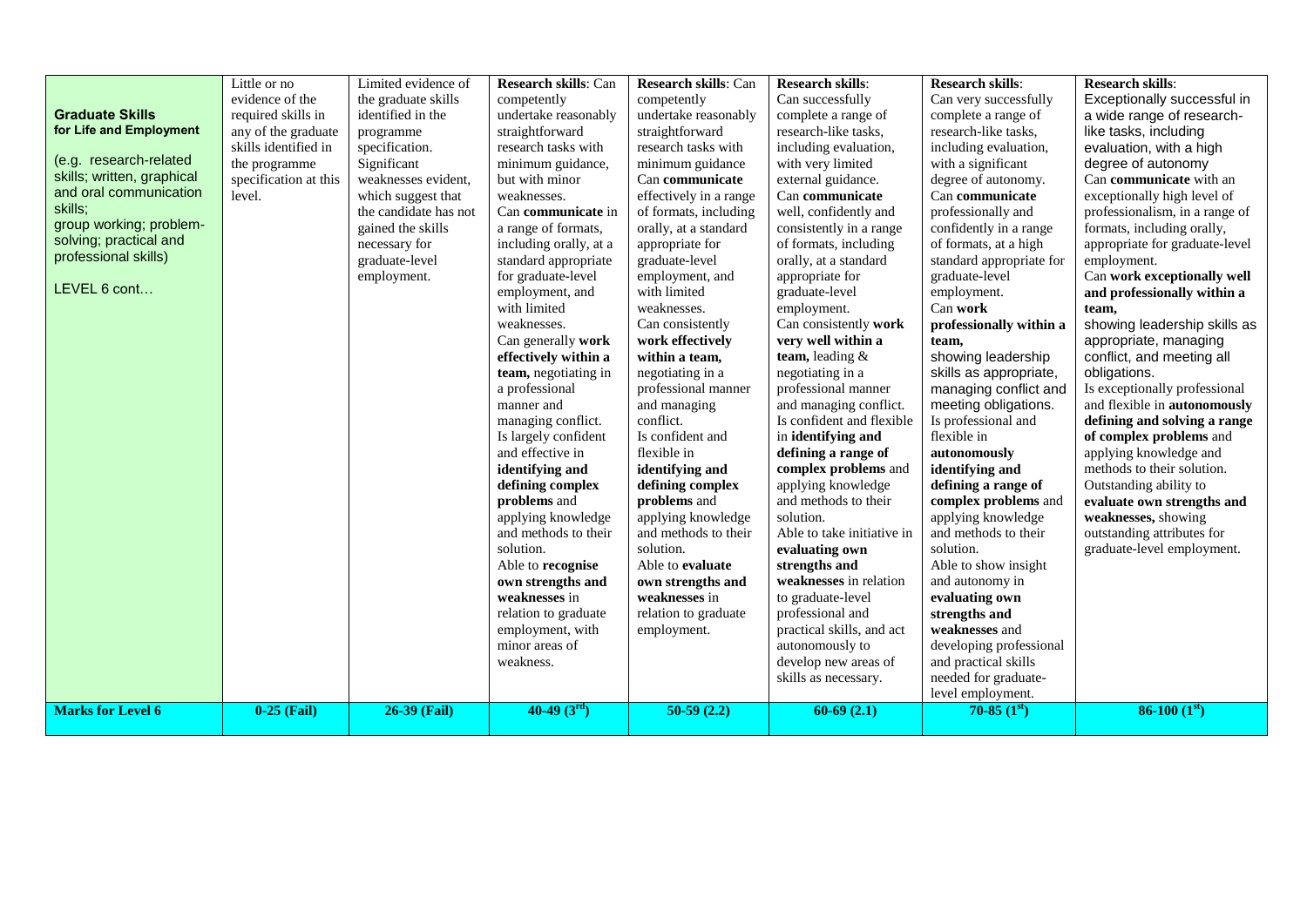| | | | | | | | |
|---|---|---|---|---|---|---|---|
| **Graduate Skills for Life and Employment**<br><br>(e.g. research-related skills; written, graphical and oral communication skills;<br>group working; problem-solving; practical and professional skills)<br><br>LEVEL 6 cont… | Little or no evidence of the required skills in any of the graduate skills identified in the programme specification at this level. | Limited evidence of the graduate skills identified in the programme specification. Significant weaknesses evident, which suggest that the candidate has not gained the skills necessary for graduate-level employment. | **Research skills**: Can competently undertake reasonably straightforward research tasks with minimum guidance, but with minor weaknesses. Can **communicate** in a range of formats, including orally, at a standard appropriate for graduate-level employment, and with limited weaknesses. Can generally **work effectively within a team,** negotiating in a professional manner and managing conflict. Is largely confident and effective in **identifying and defining complex problems** and applying knowledge and methods to their solution. Able to **recognise own strengths and weaknesses** in relation to graduate employment, with minor areas of weakness. | **Research skills**: Can competently undertake reasonably straightforward research tasks with minimum guidance Can **communicate** effectively in a range of formats, including orally, at a standard appropriate for graduate-level employment, and with limited weaknesses. Can consistently **work effectively within a team,** negotiating in a professional manner and managing conflict. Is confident and flexible in **identifying and defining complex problems** and applying knowledge and methods to their solution. Able to **evaluate own strengths and weaknesses** in relation to graduate employment. | **Research skills**: Can successfully complete a range of research-like tasks, including evaluation, with very limited external guidance. Can **communicate** well, confidently and consistently in a range of formats, including orally, at a standard appropriate for graduate-level employment. Can consistently **work very well within a team,** leading & negotiating in a professional manner and managing conflict. Is confident and flexible in **identifying and defining a range of complex problems** and applying knowledge and methods to their solution. Able to take initiative in **evaluating own strengths and weaknesses** in relation to graduate-level professional and practical skills, and act autonomously to develop new areas of skills as necessary. | **Research skills**: Can very successfully complete a range of research-like tasks, including evaluation, with a significant degree of autonomy. Can **communicate** professionally and confidently in a range of formats, at a high standard appropriate for graduate-level employment. Can **work professionally within a team,** showing leadership skills as appropriate, managing conflict and meeting obligations. Is professional and flexible in **autonomously identifying and defining a range of complex problems** and applying knowledge and methods to their solution. Able to show insight and autonomy in **evaluating own strengths and weaknesses** and developing professional and practical skills needed for graduate-level employment. | **Research skills**: Exceptionally successful in a wide range of research-like tasks, including evaluation, with a high degree of autonomy Can **communicate** with an exceptionally high level of professionalism, in a range of formats, including orally, appropriate for graduate-level employment. Can **work exceptionally well and professionally within a team,** showing leadership skills as appropriate, managing conflict, and meeting all obligations. Is exceptionally professional and flexible in **autonomously defining and solving a range of complex problems** and applying knowledge and methods to their solution. Outstanding ability to **evaluate own strengths and weaknesses,** showing outstanding attributes for graduate-level employment. |
| **Marks for Level 6** | **0-25 (Fail)** | **26-39 (Fail)** | **40-49 (3rd)** | **50-59 (2.2)** | **60-69 (2.1)** | **70-85 (1st)** | **86-100 (1st)** |